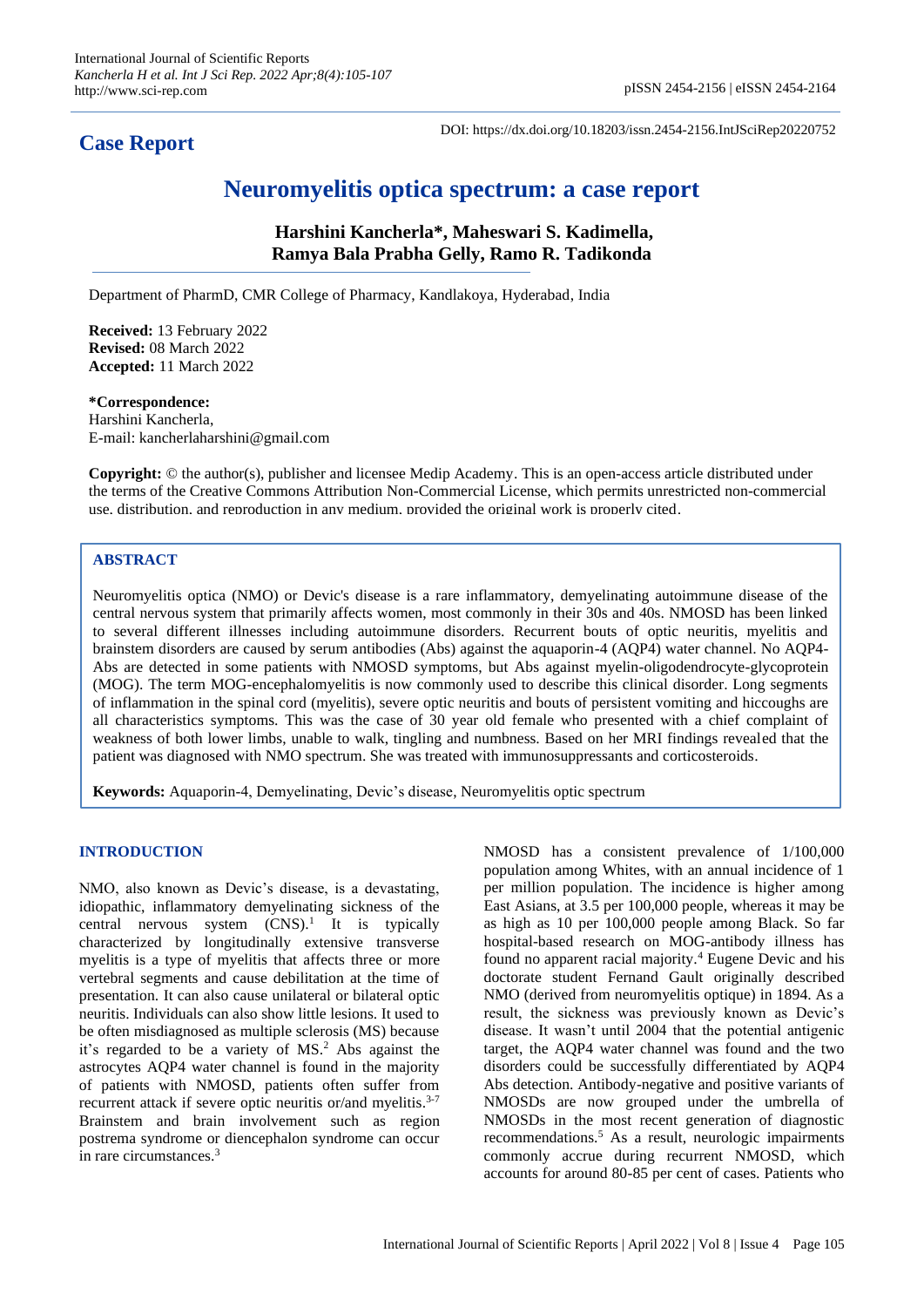**Case Report**

DOI: https://dx.doi.org/10.18203/issn.2454-2156.IntJSciRep20220752

# Neuromyelitis optica spectrum: a case report

**Harshini Kancherla\*, Maheswari S. Kadimella, Ramya Bala Prabha Gelly, Ramo R. Tadikonda**

Department of PharmD, CMR College of Pharmacy, Kandlakoya, Hyderabad, India

**Received:** 13 February 2022
**Revised:** 08 March 2022
**Accepted:** 11 March 2022

**\*Correspondence:**
Harshini Kancherla,
E-mail: kancherlaharshini@gmail.com

**Copyright:** © the author(s), publisher and licensee Medip Academy. This is an open-access article distributed under the terms of the Creative Commons Attribution Non-Commercial License, which permits unrestricted non-commercial use, distribution, and reproduction in any medium, provided the original work is properly cited.

## ABSTRACT

Neuromyelitis optica (NMO) or Devic's disease is a rare inflammatory, demyelinating autoimmune disease of the central nervous system that primarily affects women, most commonly in their 30s and 40s. NMOSD has been linked to several different illnesses including autoimmune disorders. Recurrent bouts of optic neuritis, myelitis and brainstem disorders are caused by serum antibodies (Abs) against the aquaporin-4 (AQP4) water channel. No AQP4-Abs are detected in some patients with NMOSD symptoms, but Abs against myelin-oligodendrocyte-glycoprotein (MOG). The term MOG-encephalomyelitis is now commonly used to describe this clinical disorder. Long segments of inflammation in the spinal cord (myelitis), severe optic neuritis and bouts of persistent vomiting and hiccoughs are all characteristics symptoms. This was the case of 30 year old female who presented with a chief complaint of weakness of both lower limbs, unable to walk, tingling and numbness. Based on her MRI findings revealed that the patient was diagnosed with NMO spectrum. She was treated with immunosuppressants and corticosteroids.

**Keywords:** Aquaporin-4, Demyelinating, Devic's disease, Neuromyelitis optic spectrum

## INTRODUCTION

NMO, also known as Devic's disease, is a devastating, idiopathic, inflammatory demyelinating sickness of the central nervous system (CNS).[1] It is typically characterized by longitudinally extensive transverse myelitis is a type of myelitis that affects three or more vertebral segments and cause debilitation at the time of presentation. It can also cause unilateral or bilateral optic neuritis. Individuals can also show little lesions. It used to be often misdiagnosed as multiple sclerosis (MS) because it's regarded to be a variety of MS.[2] Abs against the astrocytes AQP4 water channel is found in the majority of patients with NMOSD, patients often suffer from recurrent attack if severe optic neuritis or/and myelitis.[3-7] Brainstem and brain involvement such as region postrema syndrome or diencephalon syndrome can occur in rare circumstances.[3]

NMOSD has a consistent prevalence of 1/100,000 population among Whites, with an annual incidence of 1 per million population. The incidence is higher among East Asians, at 3.5 per 100,000 people, whereas it may be as high as 10 per 100,000 people among Black. So far hospital-based research on MOG-antibody illness has found no apparent racial majority.[4] Eugene Devic and his doctorate student Fernand Gault originally described NMO (derived from neuromyelitis optique) in 1894. As a result, the sickness was previously known as Devic's disease. It wasn't until 2004 that the potential antigenic target, the AQP4 water channel was found and the two disorders could be successfully differentiated by AQP4 Abs detection. Antibody-negative and positive variants of NMOSDs are now grouped under the umbrella of NMOSDs in the most recent generation of diagnostic recommendations.[5] As a result, neurologic impairments commonly accrue during recurrent NMOSD, which accounts for around 80-85 per cent of cases. Patients who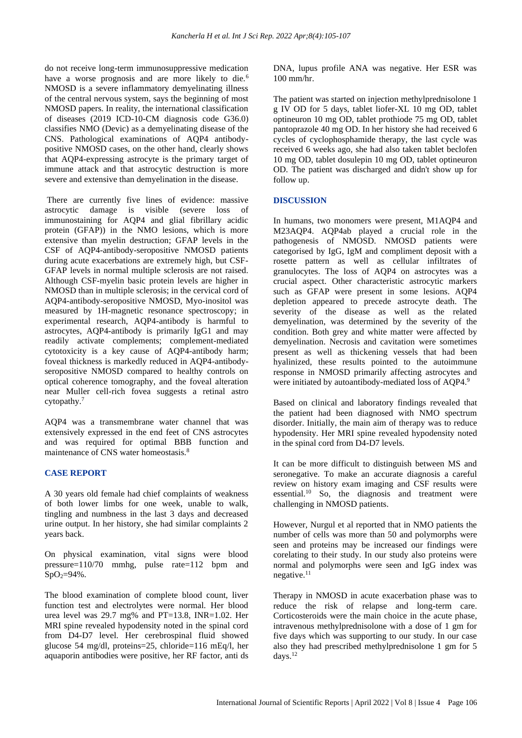do not receive long-term immunosuppressive medication have a worse prognosis and are more likely to die.[6] NMOSD is a severe inflammatory demyelinating illness of the central nervous system, says the beginning of most NMOSD papers. In reality, the international classification of diseases (2019 ICD-10-CM diagnosis code G36.0) classifies NMO (Devic) as a demyelinating disease of the CNS. Pathological examinations of AQP4 antibody-positive NMOSD cases, on the other hand, clearly shows that AQP4-expressing astrocyte is the primary target of immune attack and that astrocytic destruction is more severe and extensive than demyelination in the disease.

There are currently five lines of evidence: massive astrocytic damage is visible (severe loss of immunostaining for AQP4 and glial fibrillary acidic protein (GFAP)) in the NMO lesions, which is more extensive than myelin destruction; GFAP levels in the CSF of AQP4-antibody-seropositive NMOSD patients during acute exacerbations are extremely high, but CSF-GFAP levels in normal multiple sclerosis are not raised. Although CSF-myelin basic protein levels are higher in NMOSD than in multiple sclerosis; in the cervical cord of AQP4-antibody-seropositive NMOSD, Myo-inositol was measured by 1H-magnetic resonance spectroscopy; in experimental research, AQP4-antibody is harmful to astrocytes, AQP4-antibody is primarily IgG1 and may readily activate complements; complement-mediated cytotoxicity is a key cause of AQP4-antibody harm; foveal thickness is markedly reduced in AQP4-antibody-seropositive NMOSD compared to healthy controls on optical coherence tomography, and the foveal alteration near Muller cell-rich fovea suggests a retinal astro cytopathy.[7]

AQP4 was a transmembrane water channel that was extensively expressed in the end feet of CNS astrocytes and was required for optimal BBB function and maintenance of CNS water homeostasis.[8]

## CASE REPORT

A 30 years old female had chief complaints of weakness of both lower limbs for one week, unable to walk, tingling and numbness in the last 3 days and decreased urine output. In her history, she had similar complaints 2 years back.

On physical examination, vital signs were blood pressure=110/70 mmhg, pulse rate=112 bpm and $SpO_2$=94%.

The blood examination of complete blood count, liver function test and electrolytes were normal. Her blood urea level was 29.7 mg% and PT=13.8, INR=1.02. Her MRI spine revealed hypodensity noted in the spinal cord from D4-D7 level. Her cerebrospinal fluid showed glucose 54 mg/dl, proteins=25, chloride=116 mEq/l, her aquaporin antibodies were positive, her RF factor, anti ds DNA, lupus profile ANA was negative. Her ESR was 100 mm/hr.

The patient was started on injection methylprednisolone 1 g IV OD for 5 days, tablet liofer-XL 10 mg OD, tablet optineuron 10 mg OD, tablet prothiode 75 mg OD, tablet pantoprazole 40 mg OD. In her history she had received 6 cycles of cyclophosphamide therapy, the last cycle was received 6 weeks ago, she had also taken tablet beclofen 10 mg OD, tablet dosulepin 10 mg OD, tablet optineuron OD. The patient was discharged and didn't show up for follow up.

## DISCUSSION

In humans, two monomers were present, M1AQP4 and M23AQP4. AQP4ab played a crucial role in the pathogenesis of NMOSD. NMOSD patients were categorised by IgG, IgM and compliment deposit with a rosette pattern as well as cellular infiltrates of granulocytes. The loss of AQP4 on astrocytes was a crucial aspect. Other characteristic astrocytic markers such as GFAP were present in some lesions. AQP4 depletion appeared to precede astrocyte death. The severity of the disease as well as the related demyelination, was determined by the severity of the condition. Both grey and white matter were affected by demyelination. Necrosis and cavitation were sometimes present as well as thickening vessels that had been hyalinized, these results pointed to the autoimmune response in NMOSD primarily affecting astrocytes and were initiated by autoantibody-mediated loss of AQP4.[9]

Based on clinical and laboratory findings revealed that the patient had been diagnosed with NMO spectrum disorder. Initially, the main aim of therapy was to reduce hypodensity. Her MRI spine revealed hypodensity noted in the spinal cord from D4-D7 levels.

It can be more difficult to distinguish between MS and seronegative. To make an accurate diagnosis a careful review on history exam imaging and CSF results were essential.[10] So, the diagnosis and treatment were challenging in NMOSD patients.

However, Nurgul et al reported that in NMO patients the number of cells was more than 50 and polymorphs were seen and proteins may be increased our findings were corelating to their study. In our study also proteins were normal and polymorphs were seen and IgG index was negative.[11]

Therapy in NMOSD in acute exacerbation phase was to reduce the risk of relapse and long-term care. Corticosteroids were the main choice in the acute phase, intravenous methylprednisolone with a dose of 1 gm for five days which was supporting to our study. In our case also they had prescribed methylprednisolone 1 gm for 5 days.[12]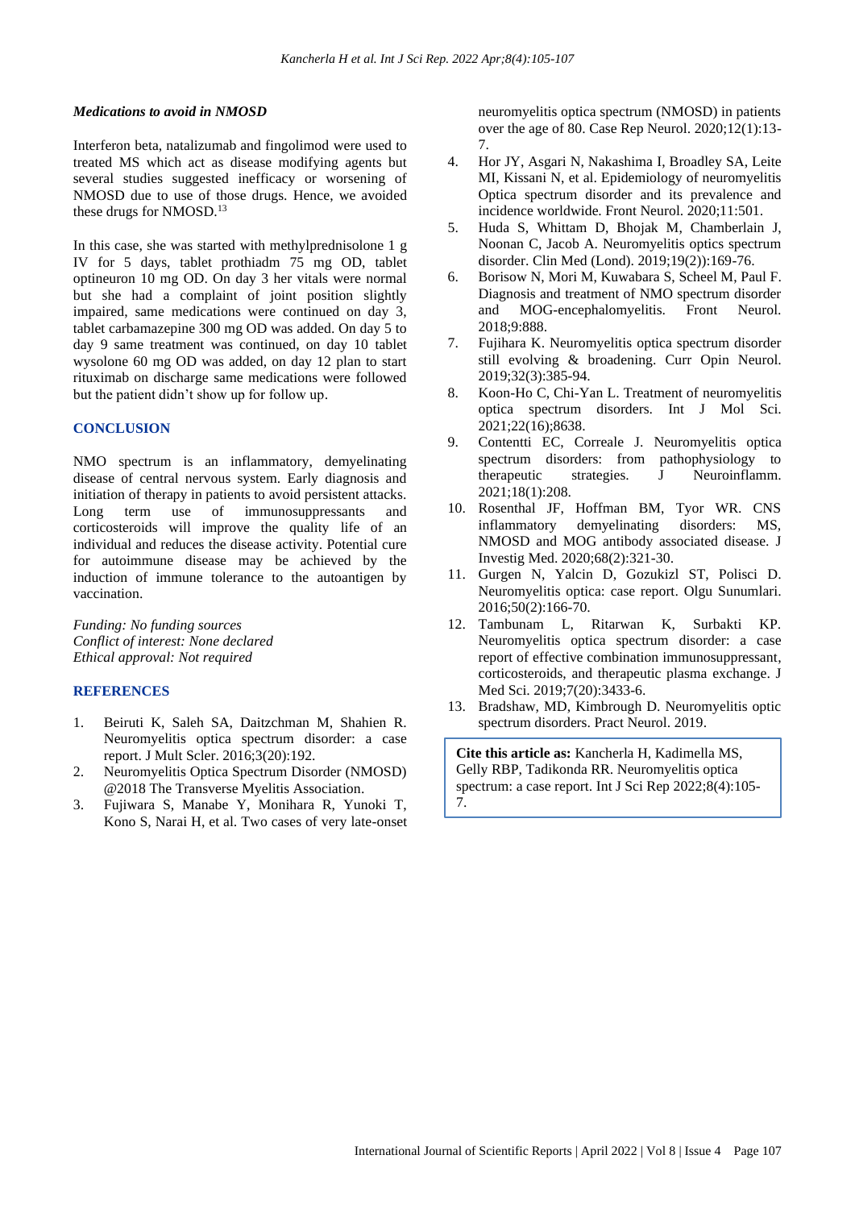### *Medications to avoid in NMOSD*

Interferon beta, natalizumab and fingolimod were used to treated MS which act as disease modifying agents but several studies suggested inefficacy or worsening of NMOSD due to use of those drugs. Hence, we avoided these drugs for NMOSD.[13]

In this case, she was started with methylprednisolone 1 g IV for 5 days, tablet prothiadm 75 mg OD, tablet optineuron 10 mg OD. On day 3 her vitals were normal but she had a complaint of joint position slightly impaired, same medications were continued on day 3, tablet carbamazepine 300 mg OD was added. On day 5 to day 9 same treatment was continued, on day 10 tablet wysolone 60 mg OD was added, on day 12 plan to start rituximab on discharge same medications were followed but the patient didn't show up for follow up.

## CONCLUSION

NMO spectrum is an inflammatory, demyelinating disease of central nervous system. Early diagnosis and initiation of therapy in patients to avoid persistent attacks. Long term use of immunosuppressants and corticosteroids will improve the quality life of an individual and reduces the disease activity. Potential cure for autoimmune disease may be achieved by the induction of immune tolerance to the autoantigen by vaccination.

*Funding: No funding sources*
*Conflict of interest: None declared*
*Ethical approval: Not required*

## REFERENCES

1. Beiruti K, Saleh SA, Daitzchman M, Shahien R. Neuromyelitis optica spectrum disorder: a case report. J Mult Scler. 2016;3(20):192.
2. Neuromyelitis Optica Spectrum Disorder (NMOSD) @2018 The Transverse Myelitis Association.
3. Fujiwara S, Manabe Y, Monihara R, Yunoki T, Kono S, Narai H, et al. Two cases of very late-onset neuromyelitis optica spectrum (NMOSD) in patients over the age of 80. Case Rep Neurol. 2020;12(1):13-7.
4. Hor JY, Asgari N, Nakashima I, Broadley SA, Leite MI, Kissani N, et al. Epidemiology of neuromyelitis Optica spectrum disorder and its prevalence and incidence worldwide. Front Neurol. 2020;11:501.
5. Huda S, Whittam D, Bhojak M, Chamberlain J, Noonan C, Jacob A. Neuromyelitis optics spectrum disorder. Clin Med (Lond). 2019;19(2)):169-76.
6. Borisow N, Mori M, Kuwabara S, Scheel M, Paul F. Diagnosis and treatment of NMO spectrum disorder and MOG-encephalomyelitis. Front Neurol. 2018;9:888.
7. Fujihara K. Neuromyelitis optica spectrum disorder still evolving & broadening. Curr Opin Neurol. 2019;32(3):385-94.
8. Koon-Ho C, Chi-Yan L. Treatment of neuromyelitis optica spectrum disorders. Int J Mol Sci. 2021;22(16);8638.
9. Contentti EC, Correale J. Neuromyelitis optica spectrum disorders: from pathophysiology to therapeutic strategies. J Neuroinflamm. 2021;18(1):208.
10. Rosenthal JF, Hoffman BM, Tyor WR. CNS inflammatory demyelinating disorders: MS, NMOSD and MOG antibody associated disease. J Investig Med. 2020;68(2):321-30.
11. Gurgen N, Yalcin D, Gozukizl ST, Polisci D. Neuromyelitis optica: case report. Olgu Sunumlari. 2016;50(2):166-70.
12. Tambunam L, Ritarwan K, Surbakti KP. Neuromyelitis optica spectrum disorder: a case report of effective combination immunosuppressant, corticosteroids, and therapeutic plasma exchange. J Med Sci. 2019;7(20):3433-6.
13. Bradshaw, MD, Kimbrough D. Neuromyelitis optic spectrum disorders. Pract Neurol. 2019.

**Cite this article as:** Kancherla H, Kadimella MS, Gelly RBP, Tadikonda RR. Neuromyelitis optica spectrum: a case report. Int J Sci Rep 2022;8(4):105-7.